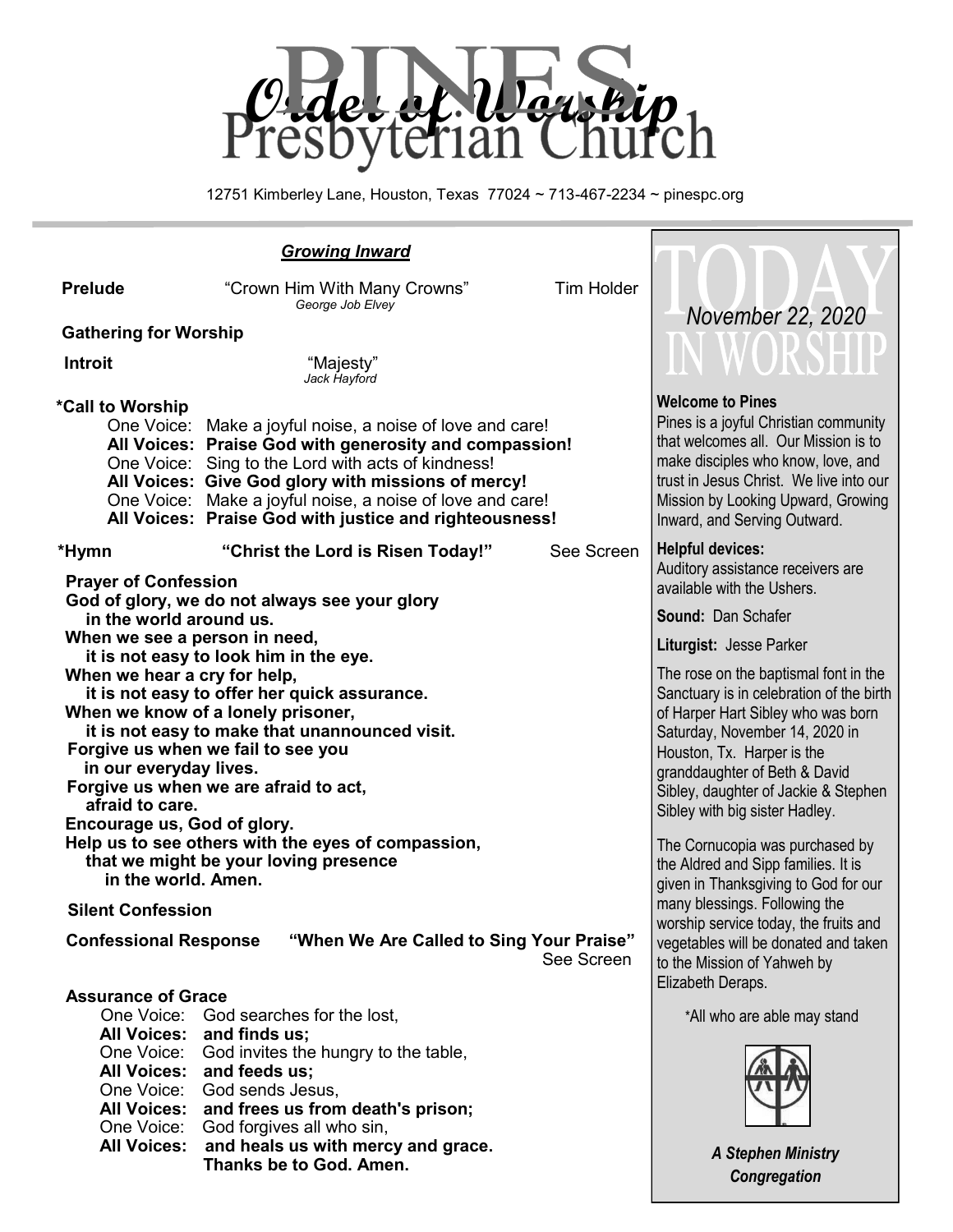# Order of Worship

# PINES Presbyterian Church

12751 Kimberley Lane, Houston, Texas 77024 ~ 713-467-2234 ~ pinespc.org

## *Growing Inward*

**Prelude** "Crown Him With Many Crowns" Tim Holder
*George Job Elvey*

**Gathering for Worship**

**Introit** "Majesty"
*Jack Hayford*

**\*Call to Worship**

One Voice: Make a joyful noise, a noise of love and care!
**All Voices: Praise God with generosity and compassion!**
One Voice: Sing to the Lord with acts of kindness!
**All Voices: Give God glory with missions of mercy!**
One Voice: Make a joyful noise, a noise of love and care!
**All Voices: Praise God with justice and righteousness!**

**\*Hymn** **"Christ the Lord is Risen Today!"** See Screen

**Prayer of Confession**

**God of glory, we do not always see your glory
in the world around us.
When we see a person in need,
it is not easy to look him in the eye.
When we hear a cry for help,
it is not easy to offer her quick assurance.
When we know of a lonely prisoner,
it is not easy to make that unannounced visit.
Forgive us when we fail to see you
in our everyday lives.
Forgive us when we are afraid to act,
afraid to care.
Encourage us, God of glory.
Help us to see others with the eyes of compassion,
that we might be your loving presence
in the world. Amen.**

**Silent Confession**

**Confessional Response** **"When We Are Called to Sing Your Praise"** See Screen

**Assurance of Grace**

One Voice: God searches for the lost,
**All Voices: and finds us;**
One Voice: God invites the hungry to the table,
**All Voices: and feeds us;**
One Voice: God sends Jesus,
**All Voices: and frees us from death's prison;**
One Voice: God forgives all who sin,
**All Voices: and heals us with mercy and grace.
Thanks be to God. Amen.**

---

## TODAY IN WORSHIP

*November 22, 2020*

**Welcome to Pines**
Pines is a joyful Christian community that welcomes all. Our Mission is to make disciples who know, love, and trust in Jesus Christ. We live into our Mission by Looking Upward, Growing Inward, and Serving Outward.

**Helpful devices:**
Auditory assistance receivers are available with the Ushers.

**Sound:** Dan Schafer

**Liturgist:** Jesse Parker

The rose on the baptismal font in the Sanctuary is in celebration of the birth of Harper Hart Sibley who was born Saturday, November 14, 2020 in Houston, Tx. Harper is the granddaughter of Beth & David Sibley, daughter of Jackie & Stephen Sibley with big sister Hadley.

The Cornucopia was purchased by the Aldred and Sipp families. It is given in Thanksgiving to God for our many blessings. Following the worship service today, the fruits and vegetables will be donated and taken to the Mission of Yahweh by Elizabeth Deraps.

\*All who are able may stand

***A Stephen Ministry Congregation***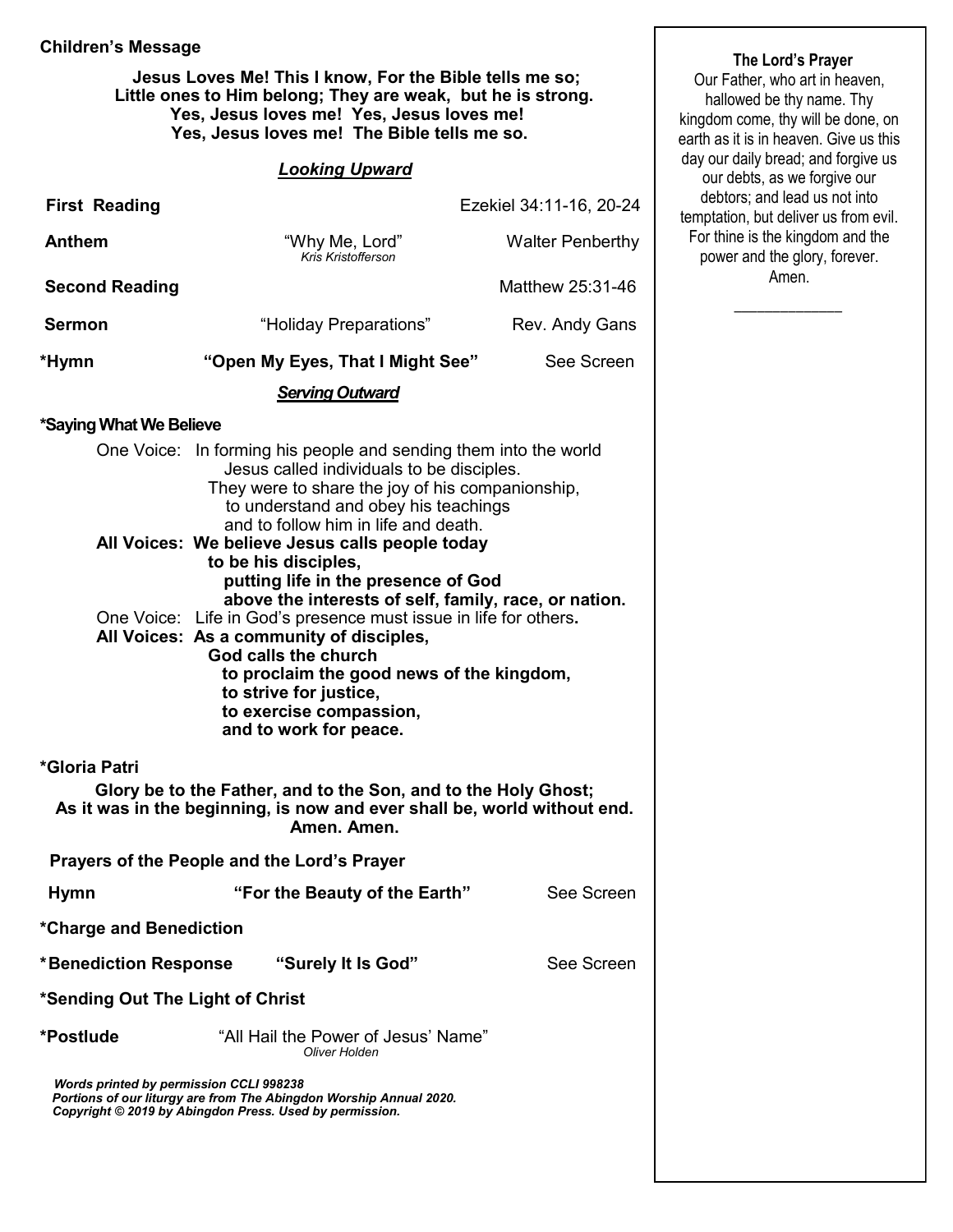**Children's Message**

**Jesus Loves Me! This I know, For the Bible tells me so;**
**Little ones to Him belong; They are weak, but he is strong.**
**Yes, Jesus loves me! Yes, Jesus loves me!**
**Yes, Jesus loves me! The Bible tells me so.**

***Looking Upward***

**First Reading** — Ezekiel 34:11-16, 20-24

**Anthem** — "Why Me, Lord" *Kris Kristofferson* — Walter Penberthy

**Second Reading** — Matthew 25:31-46

**Sermon** — "Holiday Preparations" — Rev. Andy Gans

**\*Hymn** — **"Open My Eyes, That I Might See"** — See Screen

***Serving Outward***

**\*Saying What We Believe**

One Voice: In forming his people and sending them into the world
Jesus called individuals to be disciples.
They were to share the joy of his companionship,
to understand and obey his teachings
and to follow him in life and death.

**All Voices: We believe Jesus calls people today**
**to be his disciples,**
**putting life in the presence of God**
**above the interests of self, family, race, or nation.**

One Voice: Life in God's presence must issue in life for others.

**All Voices: As a community of disciples,**
**God calls the church**
**to proclaim the good news of the kingdom,**
**to strive for justice,**
**to exercise compassion,**
**and to work for peace.**

**\*Gloria Patri**

**Glory be to the Father, and to the Son, and to the Holy Ghost;**
**As it was in the beginning, is now and ever shall be, world without end.**
**Amen. Amen.**

**Prayers of the People and the Lord's Prayer**

**Hymn** — **"For the Beauty of the Earth"** — See Screen

**\*Charge and Benediction**

**\*Benediction Response** — **"Surely It Is God"** — See Screen

**\*Sending Out The Light of Christ**

**\*Postlude** — "All Hail the Power of Jesus' Name" *Oliver Holden*

***Words printed by permission CCLI 998238***
***Portions of our liturgy are from The Abingdon Worship Annual 2020.***
***Copyright © 2019 by Abingdon Press. Used by permission.***

**The Lord's Prayer**

Our Father, who art in heaven, hallowed be thy name. Thy kingdom come, thy will be done, on earth as it is in heaven. Give us this day our daily bread; and forgive us our debts, as we forgive our debtors; and lead us not into temptation, but deliver us from evil. For thine is the kingdom and the power and the glory, forever. Amen.

\_\_\_\_\_\_\_\_\_\_\_\_\_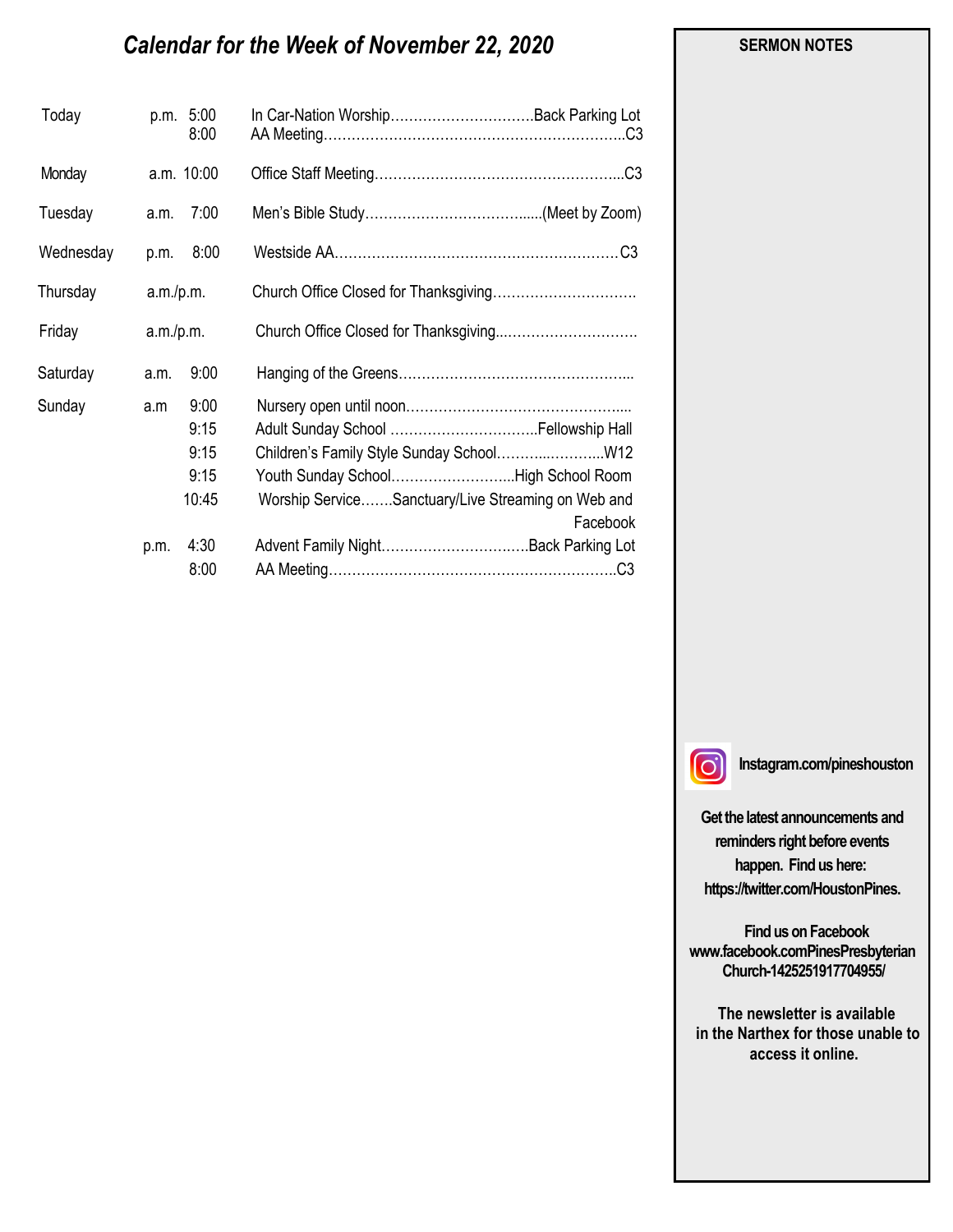## *Calendar for the Week of November 22, 2020*

| Day | | Time | Event | Location |
|---|---|---|---|---|
| Today | p.m. | 5:00 | In Car-Nation Worship | Back Parking Lot |
| | | 8:00 | AA Meeting | C3 |
| Monday | a.m. | 10:00 | Office Staff Meeting | C3 |
| Tuesday | a.m. | 7:00 | Men's Bible Study | (Meet by Zoom) |
| Wednesday | p.m. | 8:00 | Westside AA | C3 |
| Thursday | a.m./p.m. | | Church Office Closed for Thanksgiving | |
| Friday | a.m./p.m. | | Church Office Closed for Thanksgiving | |
| Saturday | a.m. | 9:00 | Hanging of the Greens | |
| Sunday | a.m | 9:00 | Nursery open until noon | |
| | | 9:15 | Adult Sunday School | Fellowship Hall |
| | | 9:15 | Children's Family Style Sunday School | W12 |
| | | 9:15 | Youth Sunday School | High School Room |
| | | 10:45 | Worship Service | Sanctuary/Live Streaming on Web and Facebook |
| | p.m. | 4:30 | Advent Family Night | Back Parking Lot |
| | | 8:00 | AA Meeting | C3 |

**SERMON NOTES**

**Instagram.com/pineshouston**

**Get the latest announcements and reminders right before events happen. Find us here: https://twitter.com/HoustonPines.**

**Find us on Facebook**
**www.facebook.comPinesPresbyterian Church-1425251917704955/**

**The newsletter is available in the Narthex for those unable to access it online.**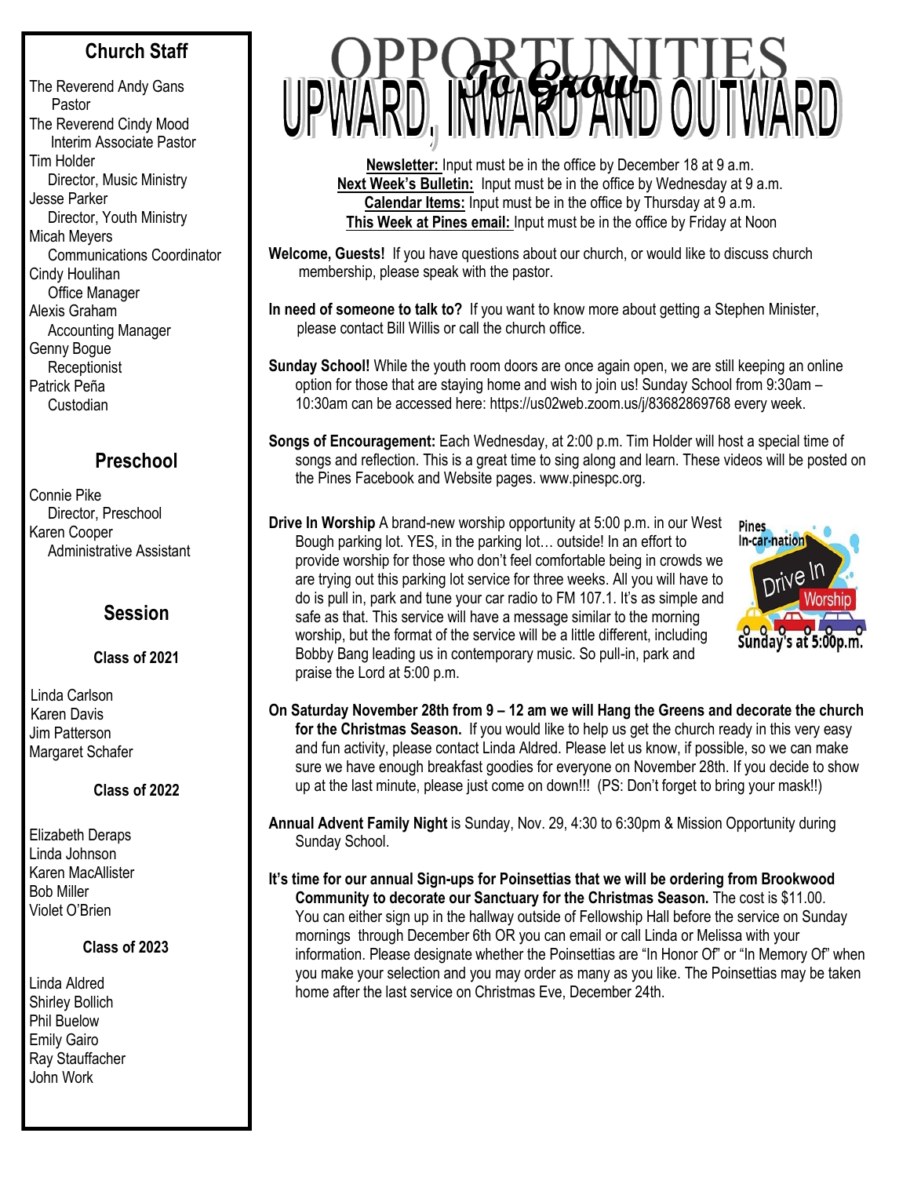## Church Staff

The Reverend Andy Gans
Pastor
The Reverend Cindy Mood
Interim Associate Pastor
Tim Holder
Director, Music Ministry
Jesse Parker
Director, Youth Ministry
Micah Meyers
Communications Coordinator
Cindy Houlihan
Office Manager
Alexis Graham
Accounting Manager
Genny Bogue
Receptionist
Patrick Peña
Custodian

## Preschool

Connie Pike
Director, Preschool
Karen Cooper
Administrative Assistant

## Session

### Class of 2021

Linda Carlson
Karen Davis
Jim Patterson
Margaret Schafer

### Class of 2022

Elizabeth Deraps
Linda Johnson
Karen MacAllister
Bob Miller
Violet O'Brien

### Class of 2023

Linda Aldred
Shirley Bollich
Phil Buelow
Emily Gairo
Ray Stauffacher
John Work

# OPPORTUNITIES To Grow UPWARD, INWARD AND OUTWARD

**Newsletter:** Input must be in the office by December 18 at 9 a.m.
**Next Week's Bulletin:** Input must be in the office by Wednesday at 9 a.m.
**Calendar Items:** Input must be in the office by Thursday at 9 a.m.
**This Week at Pines email:** Input must be in the office by Friday at Noon

**Welcome, Guests!** If you have questions about our church, or would like to discuss church membership, please speak with the pastor.

**In need of someone to talk to?** If you want to know more about getting a Stephen Minister, please contact Bill Willis or call the church office.

**Sunday School!** While the youth room doors are once again open, we are still keeping an online option for those that are staying home and wish to join us! Sunday School from 9:30am – 10:30am can be accessed here: https://us02web.zoom.us/j/83682869768 every week.

**Songs of Encouragement:** Each Wednesday, at 2:00 p.m. Tim Holder will host a special time of songs and reflection. This is a great time to sing along and learn. These videos will be posted on the Pines Facebook and Website pages. www.pinespc.org.

**Drive In Worship** A brand-new worship opportunity at 5:00 p.m. in our West Bough parking lot. YES, in the parking lot… outside! In an effort to provide worship for those who don't feel comfortable being in crowds we are trying out this parking lot service for three weeks. All you will have to do is pull in, park and tune your car radio to FM 107.1. It's as simple and safe as that. This service will have a message similar to the morning worship, but the format of the service will be a little different, including Bobby Bang leading us in contemporary music. So pull-in, park and praise the Lord at 5:00 p.m.

Pines In-car-nation
Drive In Worship
Sunday's at 5:00p.m.

**On Saturday November 28th from 9 – 12 am we will Hang the Greens and decorate the church for the Christmas Season.** If you would like to help us get the church ready in this very easy and fun activity, please contact Linda Aldred. Please let us know, if possible, so we can make sure we have enough breakfast goodies for everyone on November 28th. If you decide to show up at the last minute, please just come on down!!! (PS: Don't forget to bring your mask!!)

**Annual Advent Family Night** is Sunday, Nov. 29, 4:30 to 6:30pm & Mission Opportunity during Sunday School.

**It's time for our annual Sign-ups for Poinsettias that we will be ordering from Brookwood Community to decorate our Sanctuary for the Christmas Season.** The cost is $11.00. You can either sign up in the hallway outside of Fellowship Hall before the service on Sunday mornings through December 6th OR you can email or call Linda or Melissa with your information. Please designate whether the Poinsettias are "In Honor Of" or "In Memory Of" when you make your selection and you may order as many as you like. The Poinsettias may be taken home after the last service on Christmas Eve, December 24th.